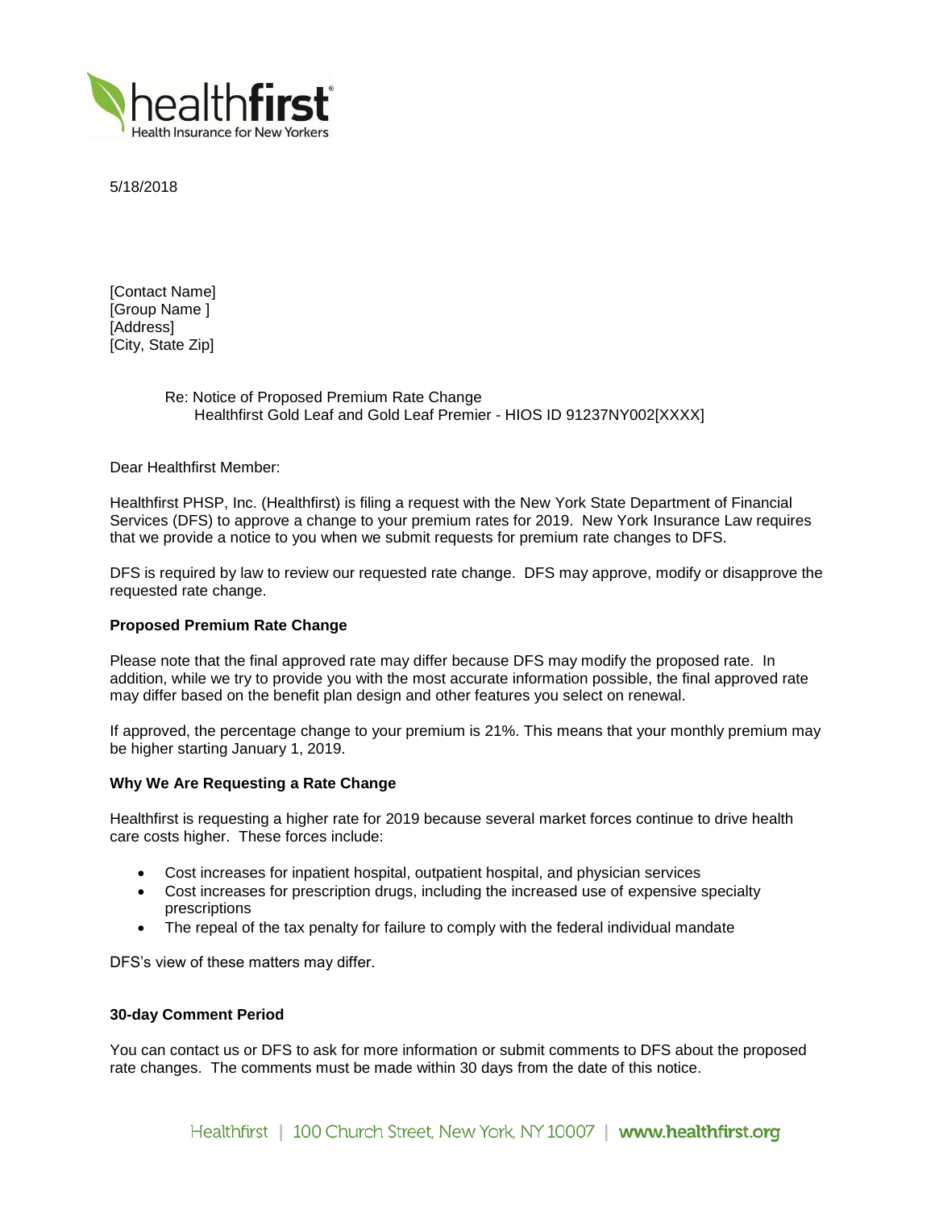5/18/2018

[Contact Name]
[Group Name ]
[Address]
[City, State Zip]

Re: Notice of Proposed Premium Rate Change
Healthfirst Gold Leaf and Gold Leaf Premier - HIOS ID 91237NY002[XXXX]

Dear Healthfirst Member:

Healthfirst PHSP, Inc. (Healthfirst) is filing a request with the New York State Department of Financial Services (DFS) to approve a change to your premium rates for 2019. New York Insurance Law requires that we provide a notice to you when we submit requests for premium rate changes to DFS.

DFS is required by law to review our requested rate change. DFS may approve, modify or disapprove the requested rate change.

**Proposed Premium Rate Change**

Please note that the final approved rate may differ because DFS may modify the proposed rate. In addition, while we try to provide you with the most accurate information possible, the final approved rate may differ based on the benefit plan design and other features you select on renewal.

If approved, the percentage change to your premium is 21%. This means that your monthly premium may be higher starting January 1, 2019.

**Why We Are Requesting a Rate Change**

Healthfirst is requesting a higher rate for 2019 because several market forces continue to drive health care costs higher. These forces include:

- Cost increases for inpatient hospital, outpatient hospital, and physician services
- Cost increases for prescription drugs, including the increased use of expensive specialty prescriptions
- The repeal of the tax penalty for failure to comply with the federal individual mandate

DFS's view of these matters may differ.

**30-day Comment Period**

You can contact us or DFS to ask for more information or submit comments to DFS about the proposed rate changes. The comments must be made within 30 days from the date of this notice.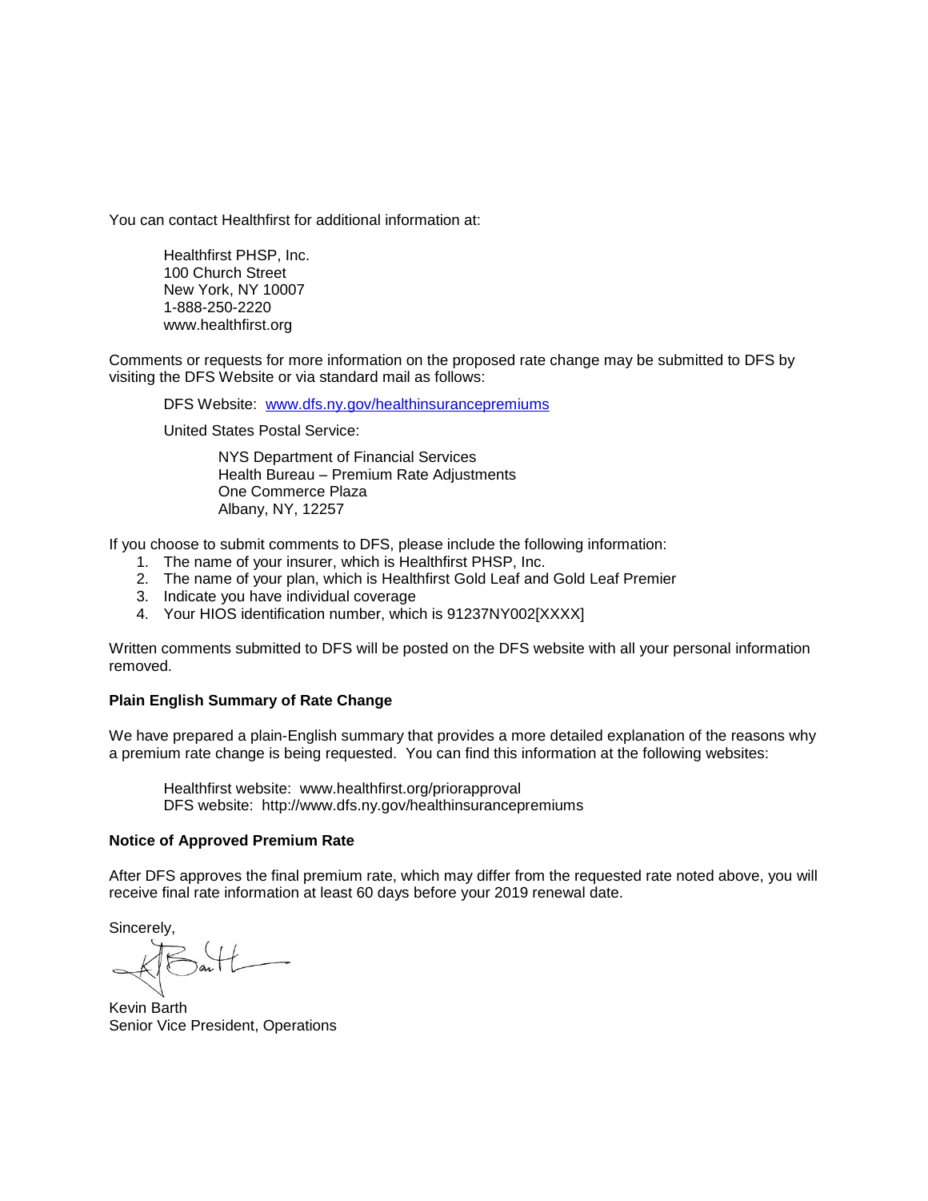You can contact Healthfirst for additional information at:

Healthfirst PHSP, Inc.
100 Church Street
New York, NY 10007
1-888-250-2220
www.healthfirst.org

Comments or requests for more information on the proposed rate change may be submitted to DFS by visiting the DFS Website or via standard mail as follows:

DFS Website: www.dfs.ny.gov/healthinsurancepremiums

United States Postal Service:

NYS Department of Financial Services
Health Bureau – Premium Rate Adjustments
One Commerce Plaza
Albany, NY, 12257

If you choose to submit comments to DFS, please include the following information:

1. The name of your insurer, which is Healthfirst PHSP, Inc.
2. The name of your plan, which is Healthfirst Gold Leaf and Gold Leaf Premier
3. Indicate you have individual coverage
4. Your HIOS identification number, which is 91237NY002[XXXX]

Written comments submitted to DFS will be posted on the DFS website with all your personal information removed.

**Plain English Summary of Rate Change**

We have prepared a plain-English summary that provides a more detailed explanation of the reasons why a premium rate change is being requested. You can find this information at the following websites:

Healthfirst website: www.healthfirst.org/priorapproval
DFS website: http://www.dfs.ny.gov/healthinsurancepremiums

**Notice of Approved Premium Rate**

After DFS approves the final premium rate, which may differ from the requested rate noted above, you will receive final rate information at least 60 days before your 2019 renewal date.

Sincerely,

Kevin Barth
Senior Vice President, Operations